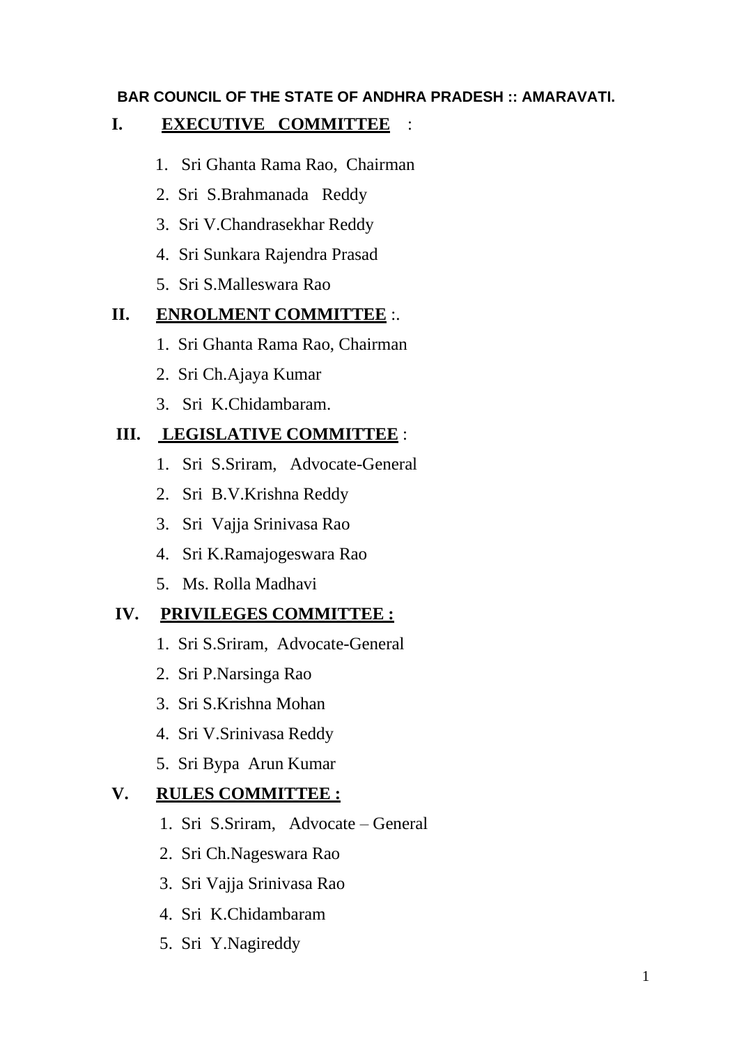**BAR COUNCIL OF THE STATE OF ANDHRA PRADESH :: AMARAVATI.**

## I. EXECUTIVE COMMITTEE :

1. Sri Ghanta Rama Rao, Chairman
2. Sri S.Brahmanada Reddy
3. Sri V.Chandrasekhar Reddy
4. Sri Sunkara Rajendra Prasad
5. Sri S.Malleswara Rao

## II. ENROLMENT COMMITTEE :.

1. Sri Ghanta Rama Rao, Chairman
2. Sri Ch.Ajaya Kumar
3. Sri K.Chidambaram.

## III. LEGISLATIVE COMMITTEE :

1. Sri S.Sriram, Advocate-General
2. Sri B.V.Krishna Reddy
3. Sri Vajja Srinivasa Rao
4. Sri K.Ramajogeswara Rao
5. Ms. Rolla Madhavi

## IV. PRIVILEGES COMMITTEE :

1. Sri S.Sriram, Advocate-General
2. Sri P.Narsinga Rao
3. Sri S.Krishna Mohan
4. Sri V.Srinivasa Reddy
5. Sri Bypa Arun Kumar

## V. RULES COMMITTEE :

1. Sri S.Sriram, Advocate – General
2. Sri Ch.Nageswara Rao
3. Sri Vajja Srinivasa Rao
4. Sri K.Chidambaram
5. Sri Y.Nagireddy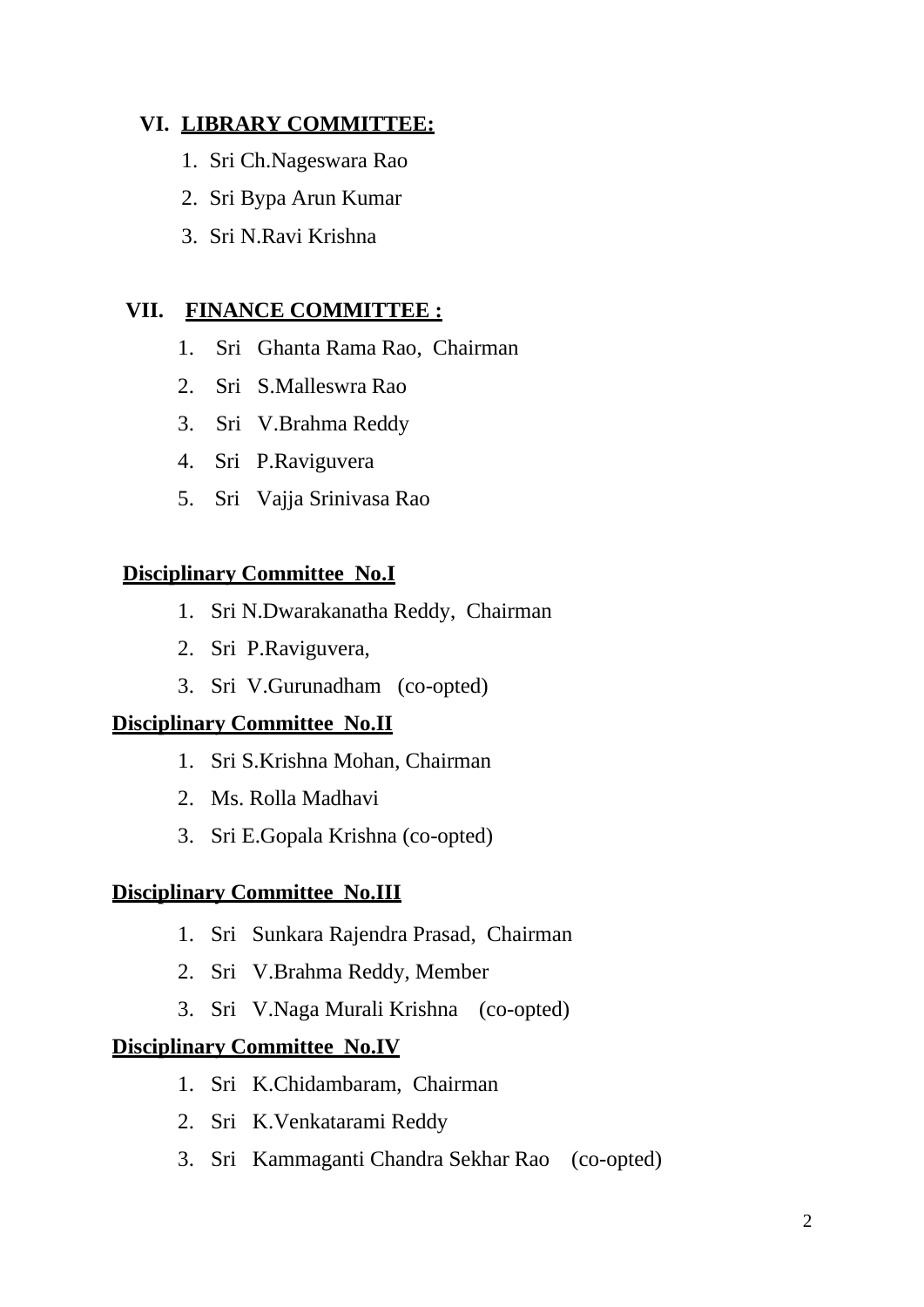## VI. LIBRARY COMMITTEE:

1. Sri Ch.Nageswara Rao
2. Sri Bypa Arun Kumar
3. Sri N.Ravi Krishna

## VII. FINANCE COMMITTEE :

1. Sri Ghanta Rama Rao, Chairman
2. Sri S.Malleswra Rao
3. Sri V.Brahma Reddy
4. Sri P.Raviguvera
5. Sri Vajja Srinivasa Rao

**Disciplinary Committee No.I**

1. Sri N.Dwarakanatha Reddy, Chairman
2. Sri P.Raviguvera,
3. Sri V.Gurunadham (co-opted)

**Disciplinary Committee No.II**

1. Sri S.Krishna Mohan, Chairman
2. Ms. Rolla Madhavi
3. Sri E.Gopala Krishna (co-opted)

**Disciplinary Committee No.III**

1. Sri Sunkara Rajendra Prasad, Chairman
2. Sri V.Brahma Reddy, Member
3. Sri V.Naga Murali Krishna (co-opted)

**Disciplinary Committee No.IV**

1. Sri K.Chidambaram, Chairman
2. Sri K.Venkatarami Reddy
3. Sri Kammaganti Chandra Sekhar Rao (co-opted)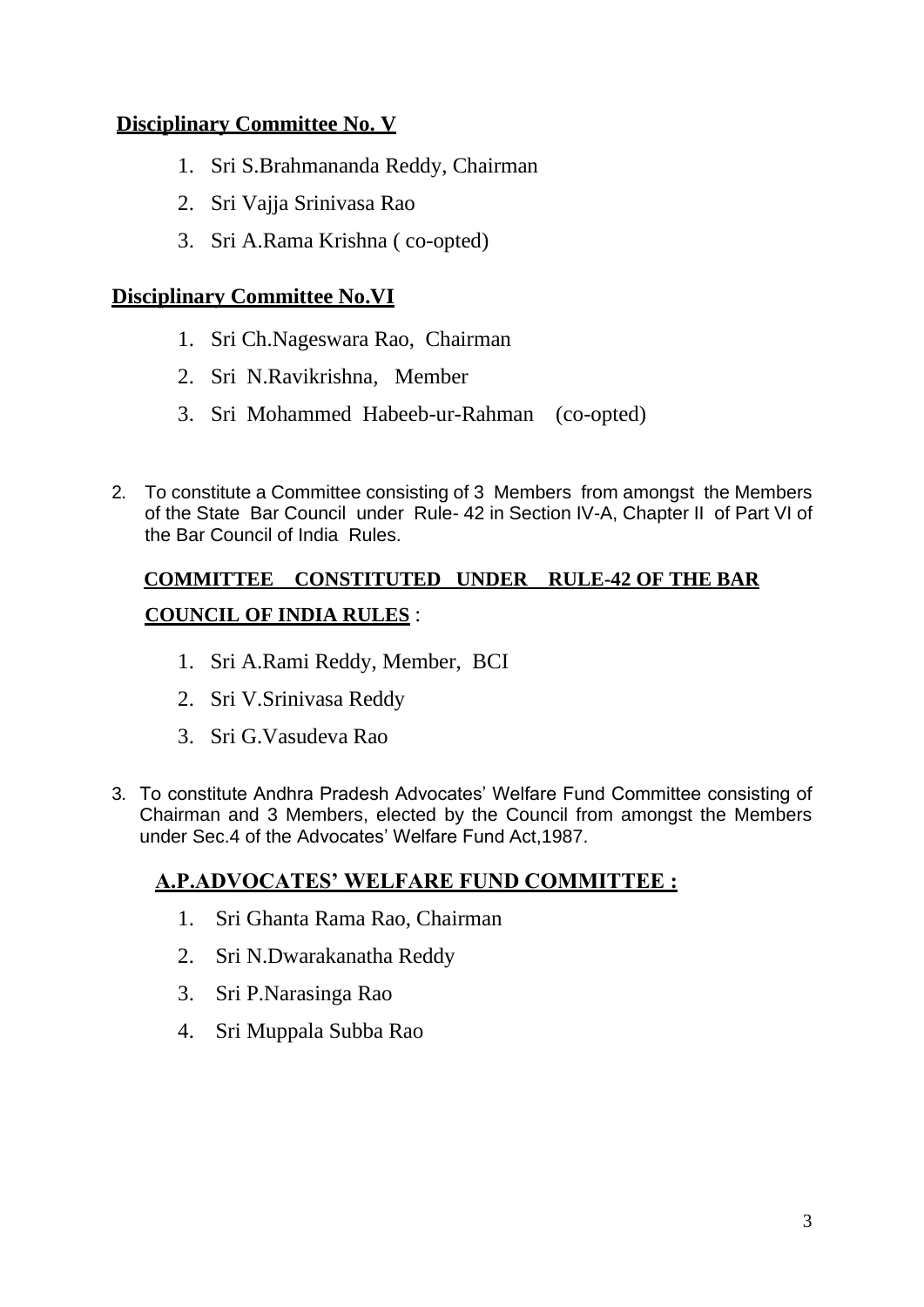**Disciplinary Committee No. V**

1. Sri S.Brahmananda Reddy, Chairman
2. Sri Vajja Srinivasa Rao
3. Sri A.Rama Krishna ( co-opted)

**Disciplinary Committee No.VI**

1. Sri Ch.Nageswara Rao, Chairman
2. Sri N.Ravikrishna, Member
3. Sri Mohammed Habeeb-ur-Rahman (co-opted)

2. To constitute a Committee consisting of 3 Members from amongst the Members of the State Bar Council under Rule- 42 in Section IV-A, Chapter II of Part VI of the Bar Council of India Rules.

**COMMITTEE CONSTITUTED UNDER RULE-42 OF THE BAR COUNCIL OF INDIA RULES** :

1. Sri A.Rami Reddy, Member, BCI
2. Sri V.Srinivasa Reddy
3. Sri G.Vasudeva Rao

3. To constitute Andhra Pradesh Advocates' Welfare Fund Committee consisting of Chairman and 3 Members, elected by the Council from amongst the Members under Sec.4 of the Advocates' Welfare Fund Act,1987.

**A.P.ADVOCATES' WELFARE FUND COMMITTEE :**

1. Sri Ghanta Rama Rao, Chairman
2. Sri N.Dwarakanatha Reddy
3. Sri P.Narasinga Rao
4. Sri Muppala Subba Rao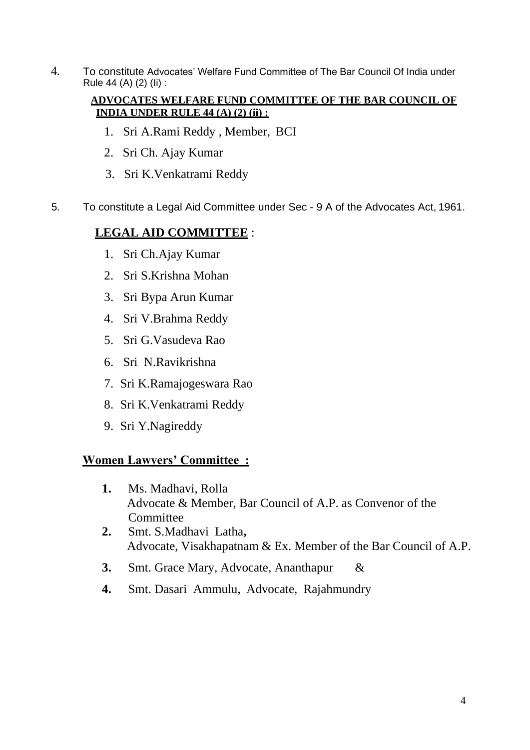4. To constitute Advocates' Welfare Fund Committee of The Bar Council Of India under Rule 44 (A) (2) (Ii) :

**ADVOCATES WELFARE FUND COMMITTEE OF THE BAR COUNCIL OF INDIA UNDER RULE 44 (A) (2) (ii) :**

1. Sri A.Rami Reddy , Member, BCI
2. Sri Ch. Ajay Kumar
3. Sri K.Venkatrami Reddy

5. To constitute a Legal Aid Committee under Sec - 9 A of the Advocates Act, 1961.

**LEGAL AID COMMITTEE** :

1. Sri Ch.Ajay Kumar
2. Sri S.Krishna Mohan
3. Sri Bypa Arun Kumar
4. Sri V.Brahma Reddy
5. Sri G.Vasudeva Rao
6. Sri N.Ravikrishna
7. Sri K.Ramajogeswara Rao
8. Sri K.Venkatrami Reddy
9. Sri Y.Nagireddy

**Women Lawyers' Committee :**

1. Ms. Madhavi, Rolla
   Advocate & Member, Bar Council of A.P. as Convenor of the Committee
2. Smt. S.Madhavi Latha**,**
   Advocate, Visakhapatnam & Ex. Member of the Bar Council of A.P.
3. Smt. Grace Mary, Advocate, Ananthapur &
4. Smt. Dasari Ammulu, Advocate, Rajahmundry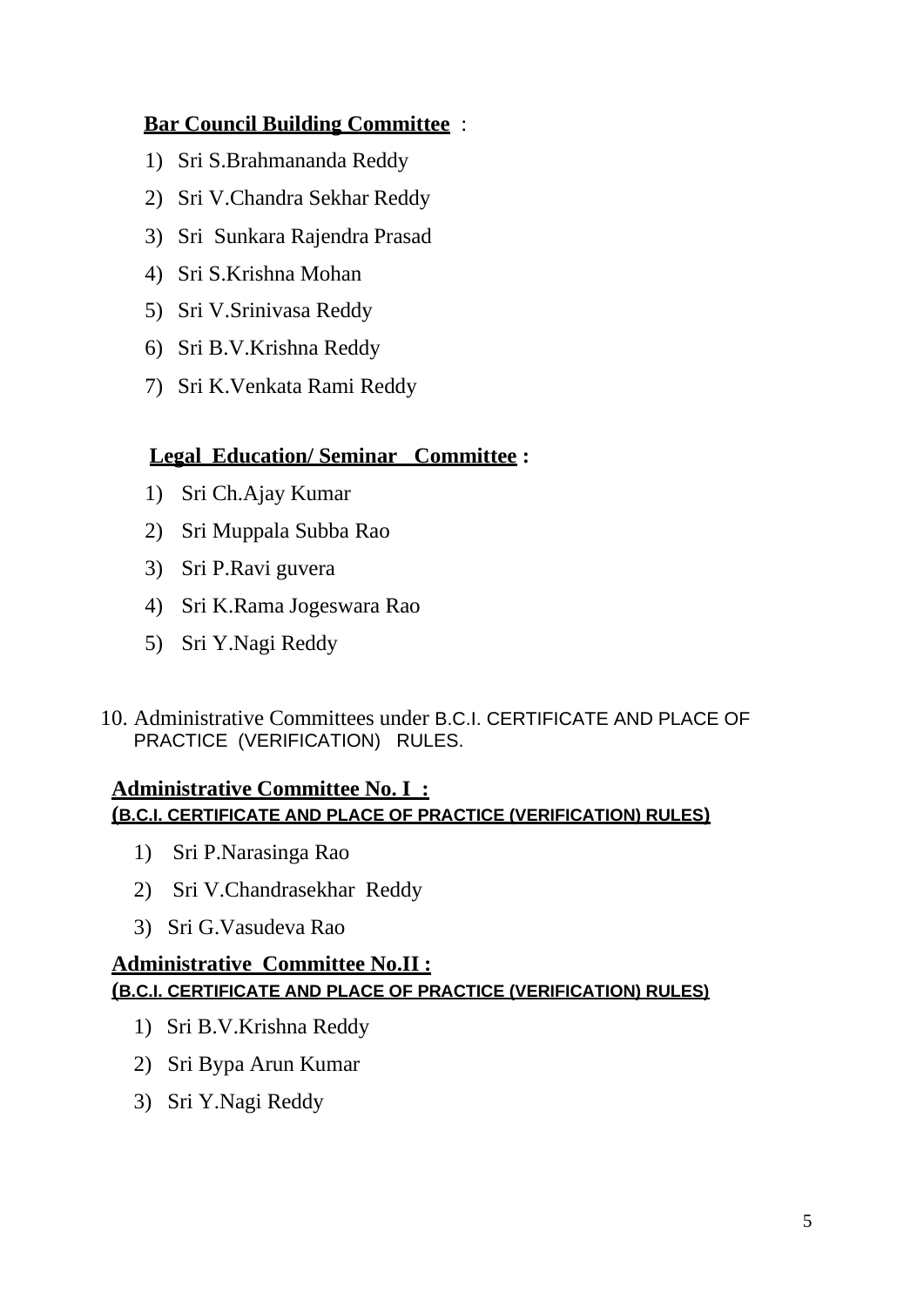**Bar Council Building Committee** :

1) Sri S.Brahmananda Reddy
2) Sri V.Chandra Sekhar Reddy
3) Sri Sunkara Rajendra Prasad
4) Sri S.Krishna Mohan
5) Sri V.Srinivasa Reddy
6) Sri B.V.Krishna Reddy
7) Sri K.Venkata Rami Reddy

**Legal Education/ Seminar Committee :**

1) Sri Ch.Ajay Kumar
2) Sri Muppala Subba Rao
3) Sri P.Ravi guvera
4) Sri K.Rama Jogeswara Rao
5) Sri Y.Nagi Reddy

10. Administrative Committees under B.C.I. CERTIFICATE AND PLACE OF PRACTICE (VERIFICATION) RULES.

**Administrative Committee No. I :**
**(B.C.I. CERTIFICATE AND PLACE OF PRACTICE (VERIFICATION) RULES)**

1) Sri P.Narasinga Rao
2) Sri V.Chandrasekhar Reddy
3) Sri G.Vasudeva Rao

**Administrative Committee No.II :**
**(B.C.I. CERTIFICATE AND PLACE OF PRACTICE (VERIFICATION) RULES)**

1) Sri B.V.Krishna Reddy
2) Sri Bypa Arun Kumar
3) Sri Y.Nagi Reddy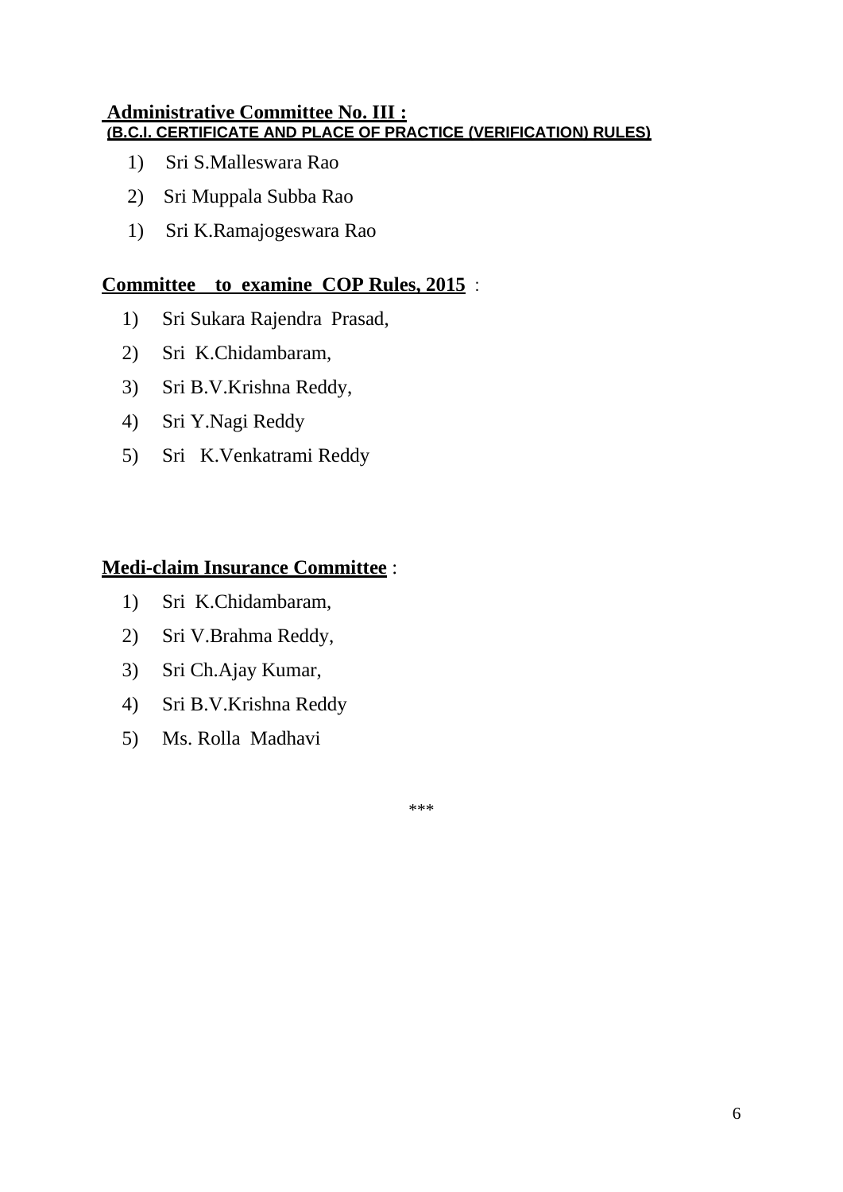**<u>Administrative Committee No. III :</u>**
**<u>(B.C.I. CERTIFICATE AND PLACE OF PRACTICE (VERIFICATION) RULES)</u>**

1) Sri S.Malleswara Rao
2) Sri Muppala Subba Rao
1) Sri K.Ramajogeswara Rao

**<u>Committee to examine COP Rules, 2015</u>** :

1) Sri Sukara Rajendra Prasad,
2) Sri K.Chidambaram,
3) Sri B.V.Krishna Reddy,
4) Sri Y.Nagi Reddy
5) Sri K.Venkatrami Reddy

**<u>Medi-claim Insurance Committee</u>** :

1) Sri K.Chidambaram,
2) Sri V.Brahma Reddy,
3) Sri Ch.Ajay Kumar,
4) Sri B.V.Krishna Reddy
5) Ms. Rolla Madhavi

***